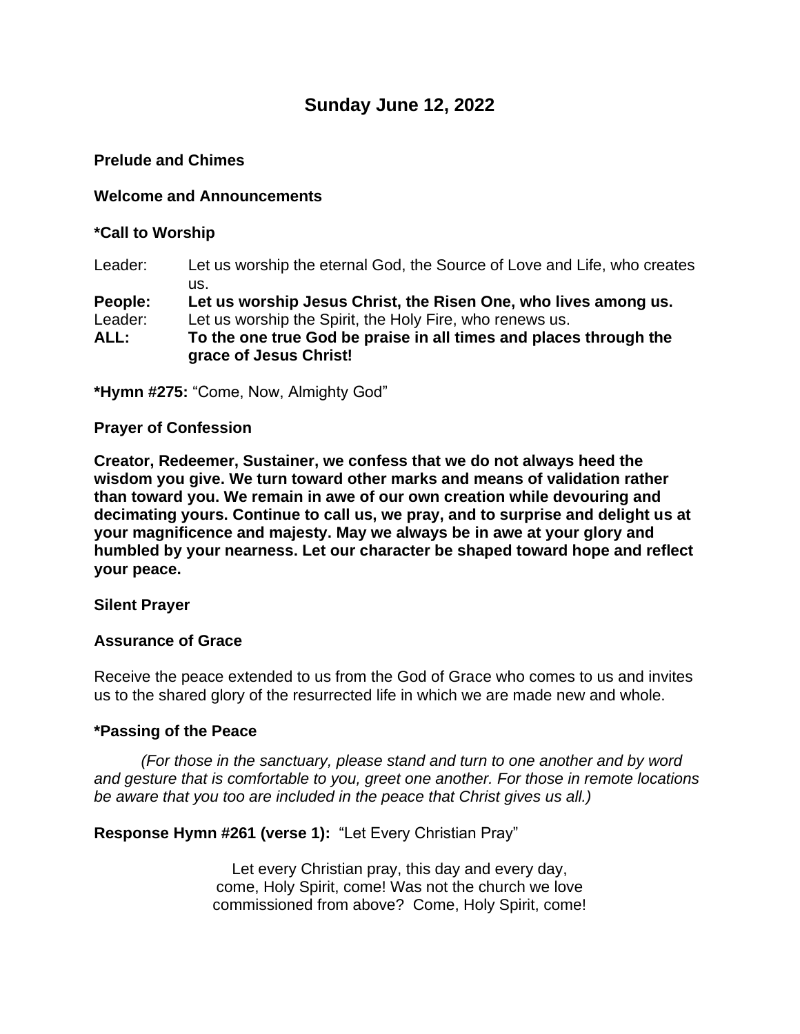# Sunday June 12, 2022

**Prelude and Chimes**

**Welcome and Announcements**

**\*Call to Worship**

Leader: Let us worship the eternal God, the Source of Love and Life, who creates us.
**People: Let us worship Jesus Christ, the Risen One, who lives among us.**
Leader: Let us worship the Spirit, the Holy Fire, who renews us.
**ALL: To the one true God be praise in all times and places through the grace of Jesus Christ!**

**\*Hymn #275:** "Come, Now, Almighty God"

**Prayer of Confession**

**Creator, Redeemer, Sustainer, we confess that we do not always heed the wisdom you give. We turn toward other marks and means of validation rather than toward you. We remain in awe of our own creation while devouring and decimating yours. Continue to call us, we pray, and to surprise and delight us at your magnificence and majesty. May we always be in awe at your glory and humbled by your nearness. Let our character be shaped toward hope and reflect your peace.**

**Silent Prayer**

**Assurance of Grace**

Receive the peace extended to us from the God of Grace who comes to us and invites us to the shared glory of the resurrected life in which we are made new and whole.

**\*Passing of the Peace**

*(For those in the sanctuary, please stand and turn to one another and by word and gesture that is comfortable to you, greet one another. For those in remote locations be aware that you too are included in the peace that Christ gives us all.)*

**Response Hymn #261 (verse 1):** "Let Every Christian Pray"

Let every Christian pray, this day and every day,
come, Holy Spirit, come! Was not the church we love
commissioned from above? Come, Holy Spirit, come!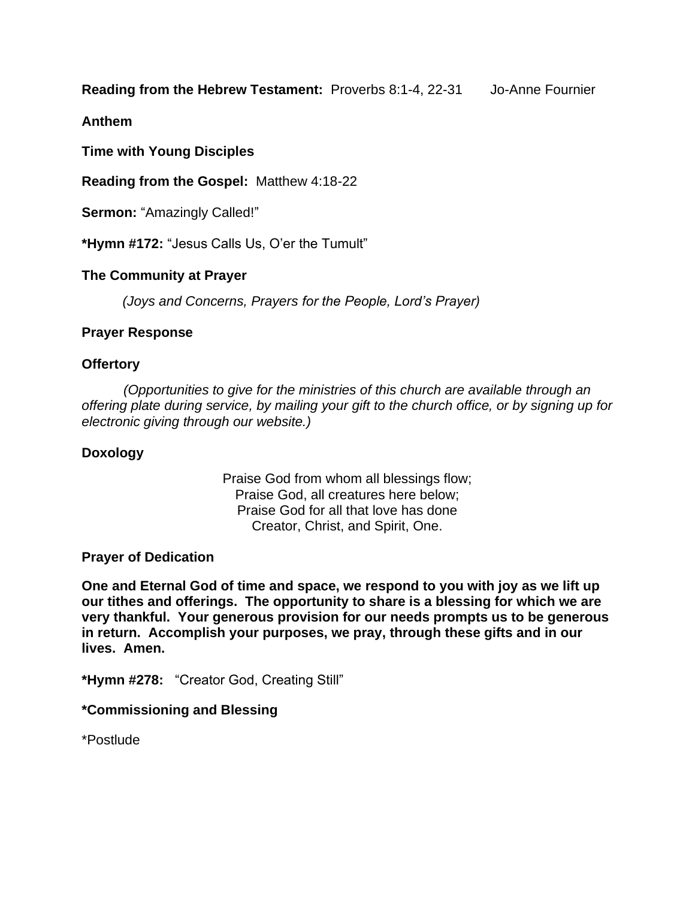**Reading from the Hebrew Testament:** Proverbs 8:1-4, 22-31 Jo-Anne Fournier

**Anthem**

**Time with Young Disciples**

**Reading from the Gospel:** Matthew 4:18-22

**Sermon:** "Amazingly Called!"

***Hymn #172:** "Jesus Calls Us, O'er the Tumult"

**The Community at Prayer**

*(Joys and Concerns, Prayers for the People, Lord's Prayer)*

**Prayer Response**

**Offertory**

*(Opportunities to give for the ministries of this church are available through an offering plate during service, by mailing your gift to the church office, or by signing up for electronic giving through our website.)*

**Doxology**

Praise God from whom all blessings flow;
Praise God, all creatures here below;
Praise God for all that love has done
Creator, Christ, and Spirit, One.

**Prayer of Dedication**

**One and Eternal God of time and space, we respond to you with joy as we lift up our tithes and offerings. The opportunity to share is a blessing for which we are very thankful. Your generous provision for our needs prompts us to be generous in return. Accomplish your purposes, we pray, through these gifts and in our lives. Amen.**

***Hymn #278:** "Creator God, Creating Still"

***Commissioning and Blessing**

*Postlude